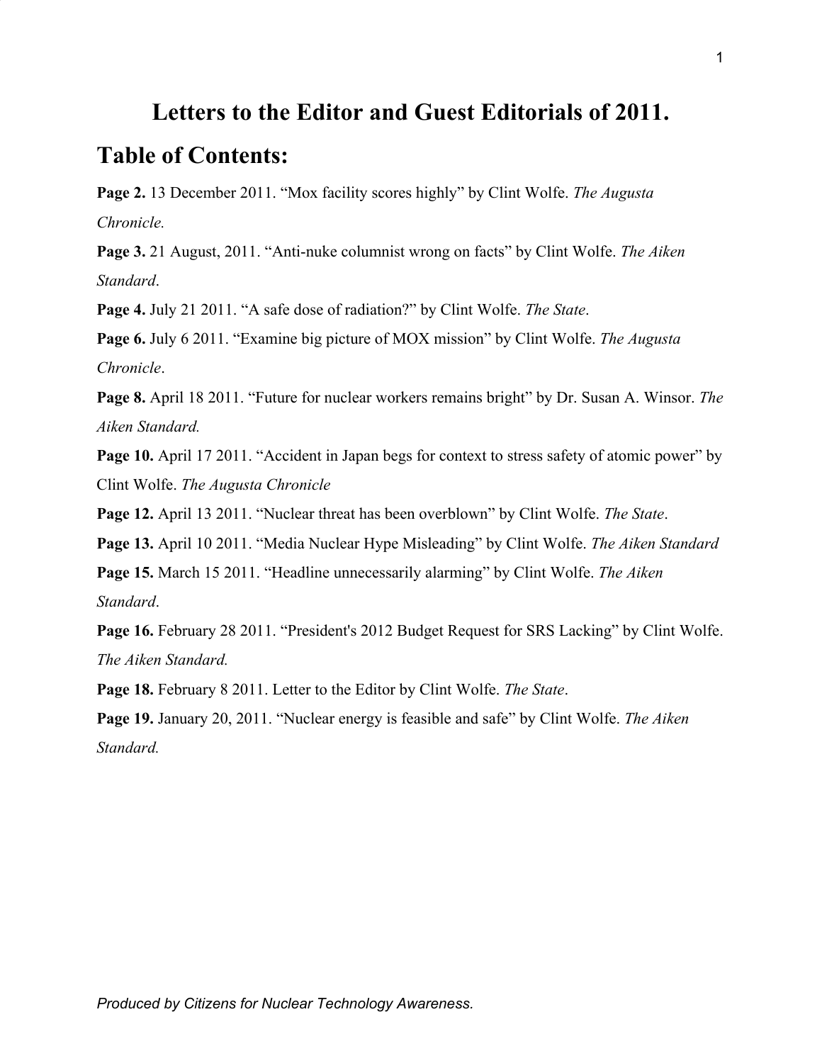# Letters to the Editor and Guest Editorials of 2011.

## Table of Contents:

**Page 2.** 13 December 2011. “Mox facility scores highly” by Clint Wolfe. *The Augusta Chronicle.*

**Page 3.** 21 August, 2011. “Anti-nuke columnist wrong on facts” by Clint Wolfe. *The Aiken Standard*.

**Page 4.** July 21 2011. “A safe dose of radiation?” by Clint Wolfe. *The State*.

**Page 6.** July 6 2011. “Examine big picture of MOX mission” by Clint Wolfe. *The Augusta Chronicle*.

**Page 8.** April 18 2011. “Future for nuclear workers remains bright” by Dr. Susan A. Winsor. *The Aiken Standard.*

**Page 10.** April 17 2011. “Accident in Japan begs for context to stress safety of atomic power” by Clint Wolfe. *The Augusta Chronicle*

**Page 12.** April 13 2011. “Nuclear threat has been overblown” by Clint Wolfe. *The State*.

**Page 13.** April 10 2011. “Media Nuclear Hype Misleading” by Clint Wolfe. *The Aiken Standard*

**Page 15.** March 15 2011. “Headline unnecessarily alarming” by Clint Wolfe. *The Aiken Standard*.

**Page 16.** February 28 2011. “President's 2012 Budget Request for SRS Lacking” by Clint Wolfe. *The Aiken Standard.*

**Page 18.** February 8 2011. Letter to the Editor by Clint Wolfe. *The State*.

**Page 19.** January 20, 2011. “Nuclear energy is feasible and safe” by Clint Wolfe. *The Aiken Standard.*

*Produced by Citizens for Nuclear Technology Awareness.*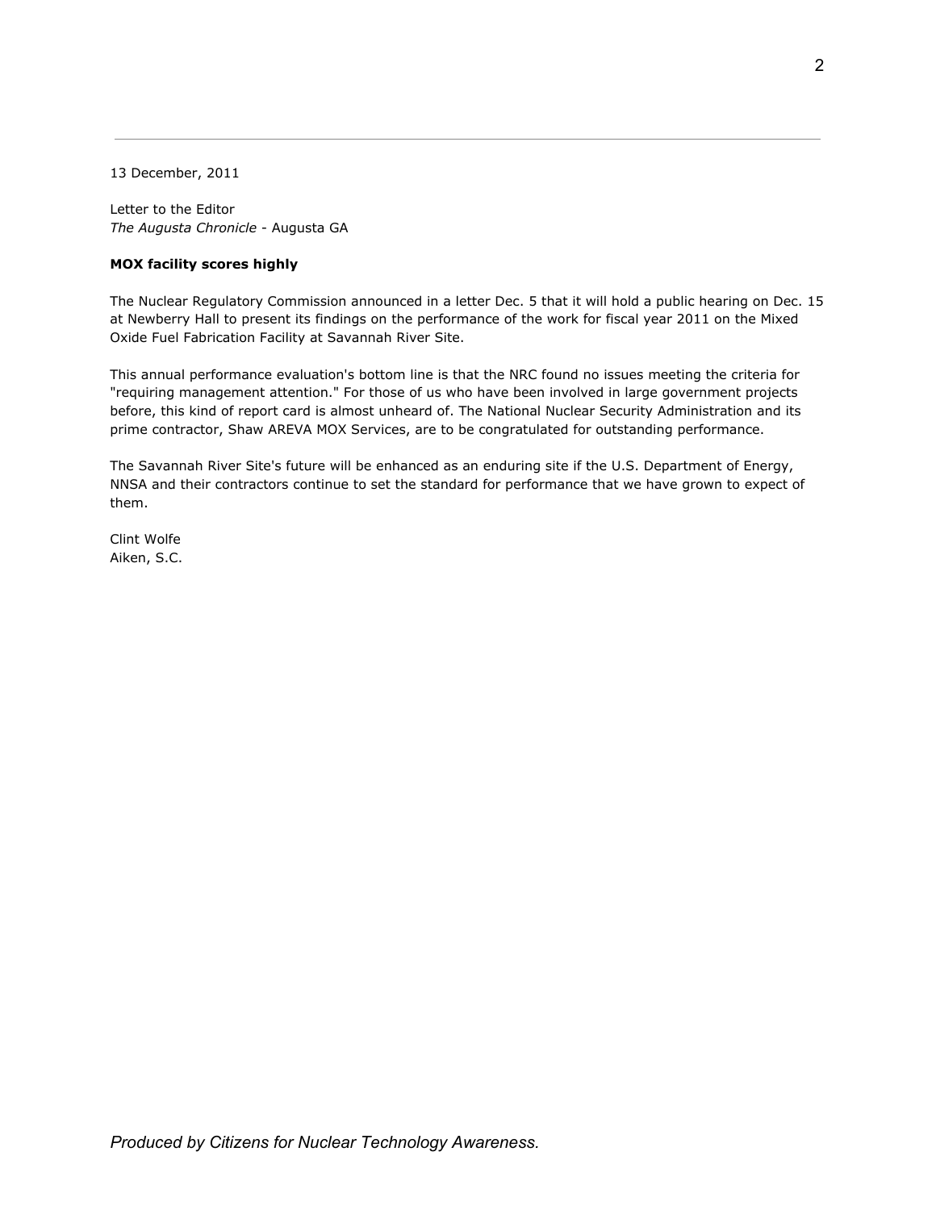13 December, 2011

Letter to the Editor
*The Augusta Chronicle* - Augusta GA

**MOX facility scores highly**

The Nuclear Regulatory Commission announced in a letter Dec. 5 that it will hold a public hearing on Dec. 15 at Newberry Hall to present its findings on the performance of the work for fiscal year 2011 on the Mixed Oxide Fuel Fabrication Facility at Savannah River Site.

This annual performance evaluation's bottom line is that the NRC found no issues meeting the criteria for "requiring management attention." For those of us who have been involved in large government projects before, this kind of report card is almost unheard of. The National Nuclear Security Administration and its prime contractor, Shaw AREVA MOX Services, are to be congratulated for outstanding performance.

The Savannah River Site's future will be enhanced as an enduring site if the U.S. Department of Energy, NNSA and their contractors continue to set the standard for performance that we have grown to expect of them.

Clint Wolfe
Aiken, S.C.

*Produced by Citizens for Nuclear Technology Awareness.*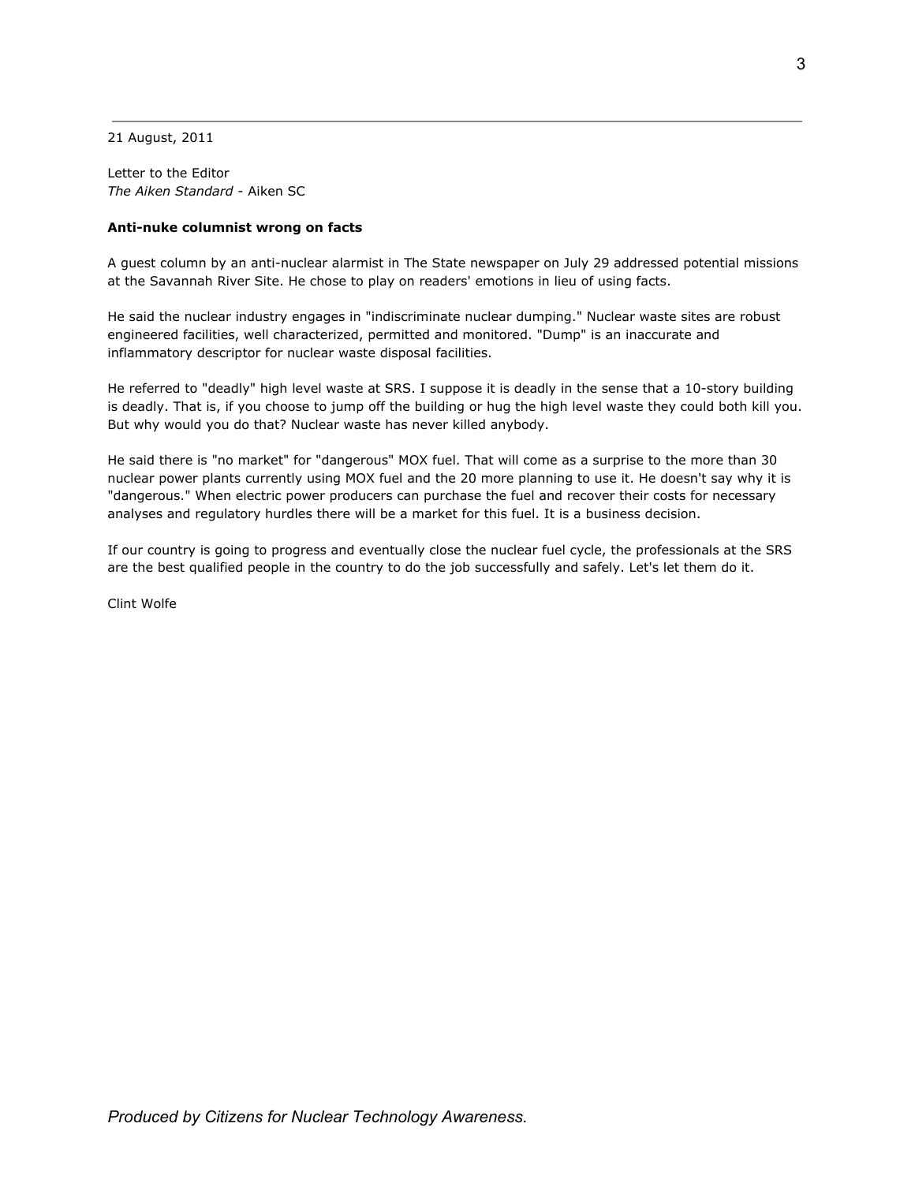21 August, 2011

Letter to the Editor
*The Aiken Standard* - Aiken SC

**Anti-nuke columnist wrong on facts**

A guest column by an anti-nuclear alarmist in The State newspaper on July 29 addressed potential missions at the Savannah River Site. He chose to play on readers' emotions in lieu of using facts.

He said the nuclear industry engages in "indiscriminate nuclear dumping." Nuclear waste sites are robust engineered facilities, well characterized, permitted and monitored. "Dump" is an inaccurate and inflammatory descriptor for nuclear waste disposal facilities.

He referred to "deadly" high level waste at SRS. I suppose it is deadly in the sense that a 10-story building is deadly. That is, if you choose to jump off the building or hug the high level waste they could both kill you. But why would you do that? Nuclear waste has never killed anybody.

He said there is "no market" for "dangerous" MOX fuel. That will come as a surprise to the more than 30 nuclear power plants currently using MOX fuel and the 20 more planning to use it. He doesn't say why it is "dangerous." When electric power producers can purchase the fuel and recover their costs for necessary analyses and regulatory hurdles there will be a market for this fuel. It is a business decision.

If our country is going to progress and eventually close the nuclear fuel cycle, the professionals at the SRS are the best qualified people in the country to do the job successfully and safely. Let's let them do it.

Clint Wolfe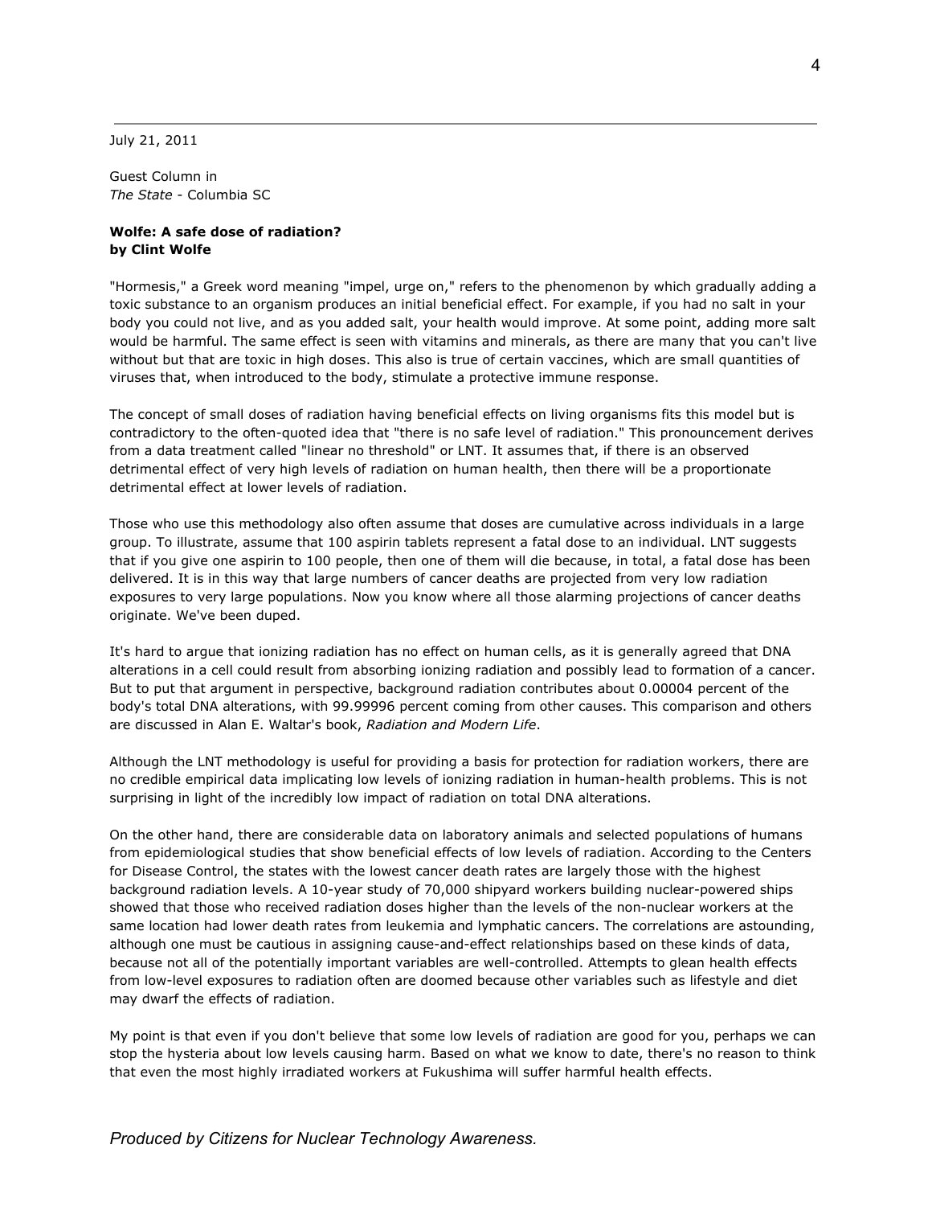July 21, 2011

Guest Column in
*The State* - Columbia SC

**Wolfe: A safe dose of radiation?**
**by Clint Wolfe**

"Hormesis," a Greek word meaning "impel, urge on," refers to the phenomenon by which gradually adding a toxic substance to an organism produces an initial beneficial effect. For example, if you had no salt in your body you could not live, and as you added salt, your health would improve. At some point, adding more salt would be harmful. The same effect is seen with vitamins and minerals, as there are many that you can't live without but that are toxic in high doses. This also is true of certain vaccines, which are small quantities of viruses that, when introduced to the body, stimulate a protective immune response.

The concept of small doses of radiation having beneficial effects on living organisms fits this model but is contradictory to the often-quoted idea that "there is no safe level of radiation." This pronouncement derives from a data treatment called "linear no threshold" or LNT. It assumes that, if there is an observed detrimental effect of very high levels of radiation on human health, then there will be a proportionate detrimental effect at lower levels of radiation.

Those who use this methodology also often assume that doses are cumulative across individuals in a large group. To illustrate, assume that 100 aspirin tablets represent a fatal dose to an individual. LNT suggests that if you give one aspirin to 100 people, then one of them will die because, in total, a fatal dose has been delivered. It is in this way that large numbers of cancer deaths are projected from very low radiation exposures to very large populations. Now you know where all those alarming projections of cancer deaths originate. We've been duped.

It's hard to argue that ionizing radiation has no effect on human cells, as it is generally agreed that DNA alterations in a cell could result from absorbing ionizing radiation and possibly lead to formation of a cancer. But to put that argument in perspective, background radiation contributes about 0.00004 percent of the body's total DNA alterations, with 99.99996 percent coming from other causes. This comparison and others are discussed in Alan E. Waltar's book, *Radiation and Modern Life*.

Although the LNT methodology is useful for providing a basis for protection for radiation workers, there are no credible empirical data implicating low levels of ionizing radiation in human-health problems. This is not surprising in light of the incredibly low impact of radiation on total DNA alterations.

On the other hand, there are considerable data on laboratory animals and selected populations of humans from epidemiological studies that show beneficial effects of low levels of radiation. According to the Centers for Disease Control, the states with the lowest cancer death rates are largely those with the highest background radiation levels. A 10-year study of 70,000 shipyard workers building nuclear-powered ships showed that those who received radiation doses higher than the levels of the non-nuclear workers at the same location had lower death rates from leukemia and lymphatic cancers. The correlations are astounding, although one must be cautious in assigning cause-and-effect relationships based on these kinds of data, because not all of the potentially important variables are well-controlled. Attempts to glean health effects from low-level exposures to radiation often are doomed because other variables such as lifestyle and diet may dwarf the effects of radiation.

My point is that even if you don't believe that some low levels of radiation are good for you, perhaps we can stop the hysteria about low levels causing harm. Based on what we know to date, there's no reason to think that even the most highly irradiated workers at Fukushima will suffer harmful health effects.

*Produced by Citizens for Nuclear Technology Awareness.*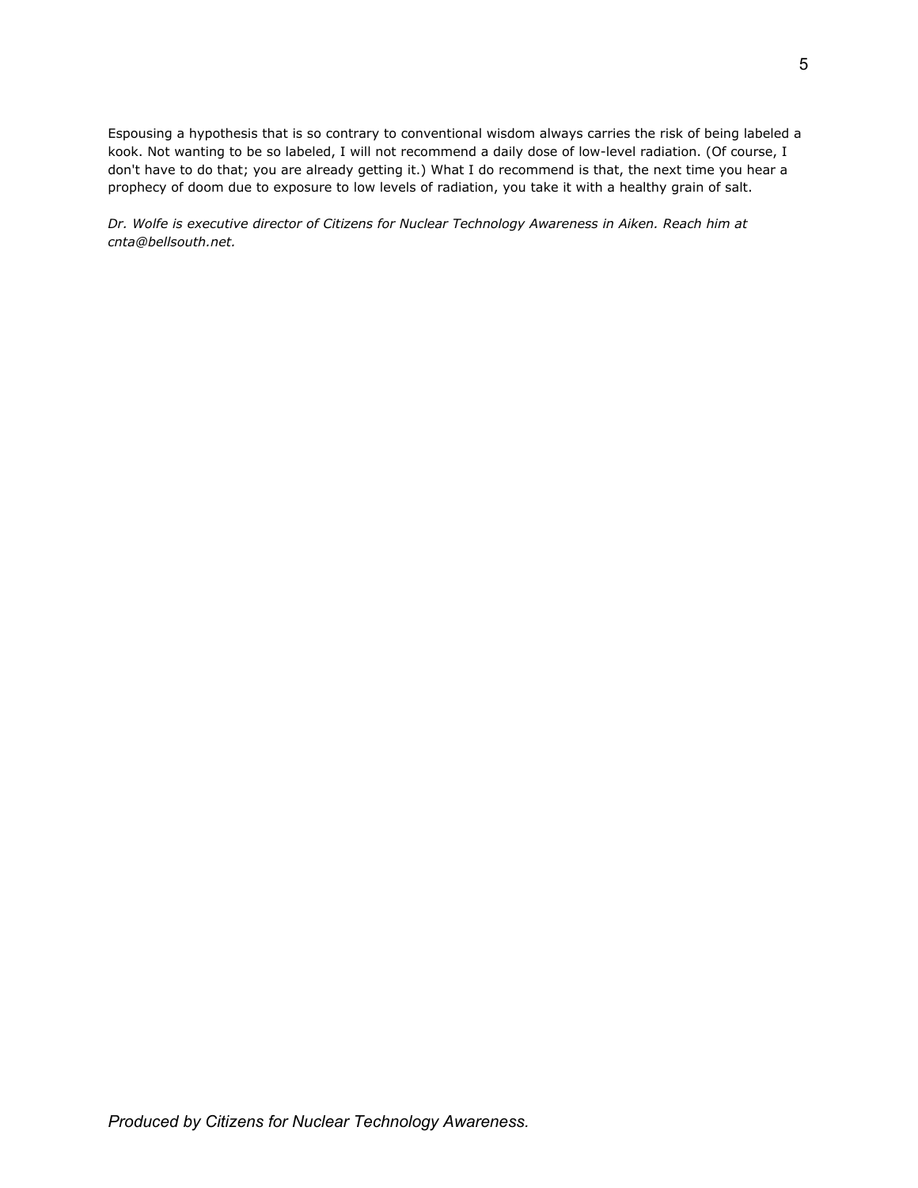Espousing a hypothesis that is so contrary to conventional wisdom always carries the risk of being labeled a kook. Not wanting to be so labeled, I will not recommend a daily dose of low-level radiation. (Of course, I don't have to do that; you are already getting it.) What I do recommend is that, the next time you hear a prophecy of doom due to exposure to low levels of radiation, you take it with a healthy grain of salt.

*Dr. Wolfe is executive director of Citizens for Nuclear Technology Awareness in Aiken. Reach him at cnta@bellsouth.net.*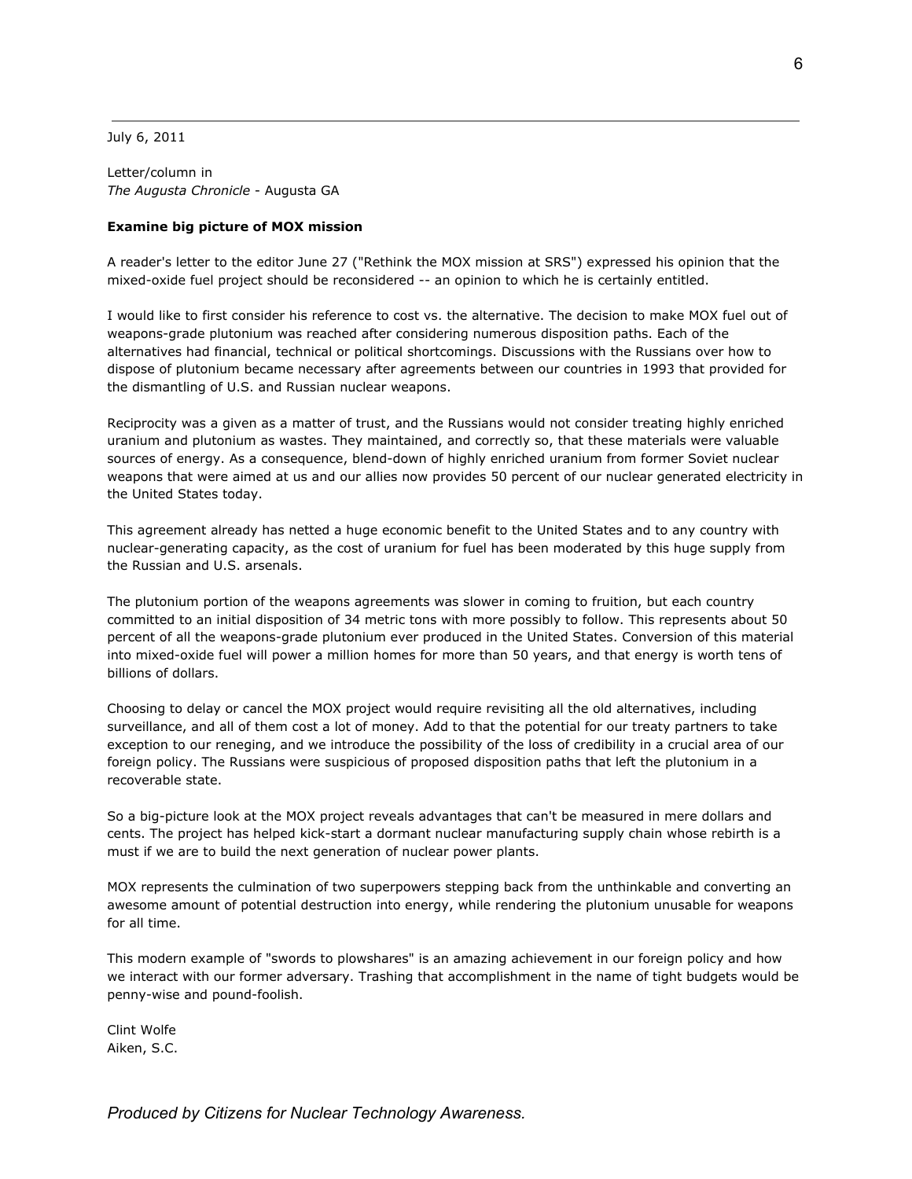July 6, 2011

Letter/column in
*The Augusta Chronicle* - Augusta GA

**Examine big picture of MOX mission**

A reader's letter to the editor June 27 ("Rethink the MOX mission at SRS") expressed his opinion that the mixed-oxide fuel project should be reconsidered -- an opinion to which he is certainly entitled.

I would like to first consider his reference to cost vs. the alternative. The decision to make MOX fuel out of weapons-grade plutonium was reached after considering numerous disposition paths. Each of the alternatives had financial, technical or political shortcomings. Discussions with the Russians over how to dispose of plutonium became necessary after agreements between our countries in 1993 that provided for the dismantling of U.S. and Russian nuclear weapons.

Reciprocity was a given as a matter of trust, and the Russians would not consider treating highly enriched uranium and plutonium as wastes. They maintained, and correctly so, that these materials were valuable sources of energy. As a consequence, blend-down of highly enriched uranium from former Soviet nuclear weapons that were aimed at us and our allies now provides 50 percent of our nuclear generated electricity in the United States today.

This agreement already has netted a huge economic benefit to the United States and to any country with nuclear-generating capacity, as the cost of uranium for fuel has been moderated by this huge supply from the Russian and U.S. arsenals.

The plutonium portion of the weapons agreements was slower in coming to fruition, but each country committed to an initial disposition of 34 metric tons with more possibly to follow. This represents about 50 percent of all the weapons-grade plutonium ever produced in the United States. Conversion of this material into mixed-oxide fuel will power a million homes for more than 50 years, and that energy is worth tens of billions of dollars.

Choosing to delay or cancel the MOX project would require revisiting all the old alternatives, including surveillance, and all of them cost a lot of money. Add to that the potential for our treaty partners to take exception to our reneging, and we introduce the possibility of the loss of credibility in a crucial area of our foreign policy. The Russians were suspicious of proposed disposition paths that left the plutonium in a recoverable state.

So a big-picture look at the MOX project reveals advantages that can't be measured in mere dollars and cents. The project has helped kick-start a dormant nuclear manufacturing supply chain whose rebirth is a must if we are to build the next generation of nuclear power plants.

MOX represents the culmination of two superpowers stepping back from the unthinkable and converting an awesome amount of potential destruction into energy, while rendering the plutonium unusable for weapons for all time.

This modern example of "swords to plowshares" is an amazing achievement in our foreign policy and how we interact with our former adversary. Trashing that accomplishment in the name of tight budgets would be penny-wise and pound-foolish.

Clint Wolfe
Aiken, S.C.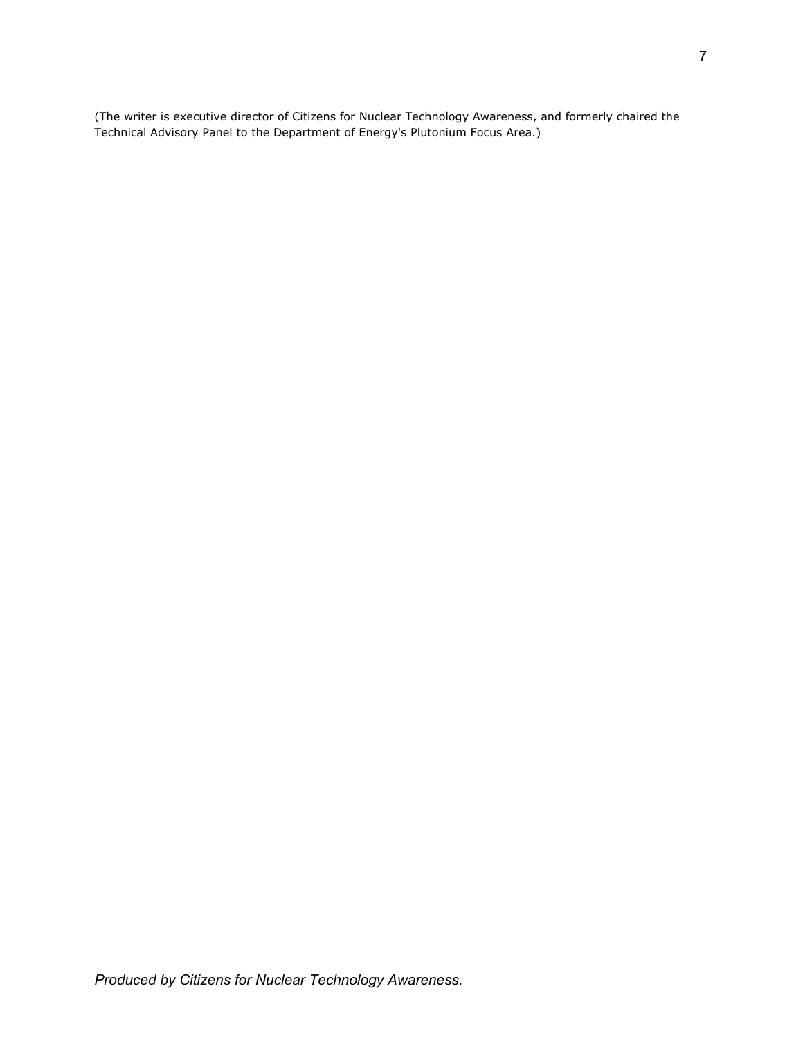(The writer is executive director of Citizens for Nuclear Technology Awareness, and formerly chaired the Technical Advisory Panel to the Department of Energy's Plutonium Focus Area.)

*Produced by Citizens for Nuclear Technology Awareness.*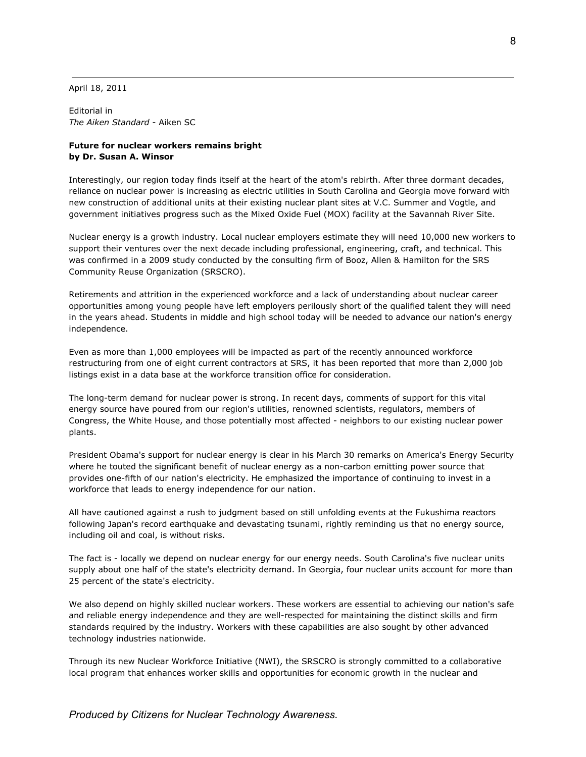April 18, 2011

Editorial in
*The Aiken Standard* - Aiken SC

**Future for nuclear workers remains bright**
**by Dr. Susan A. Winsor**

Interestingly, our region today finds itself at the heart of the atom's rebirth. After three dormant decades, reliance on nuclear power is increasing as electric utilities in South Carolina and Georgia move forward with new construction of additional units at their existing nuclear plant sites at V.C. Summer and Vogtle, and government initiatives progress such as the Mixed Oxide Fuel (MOX) facility at the Savannah River Site.

Nuclear energy is a growth industry. Local nuclear employers estimate they will need 10,000 new workers to support their ventures over the next decade including professional, engineering, craft, and technical. This was confirmed in a 2009 study conducted by the consulting firm of Booz, Allen & Hamilton for the SRS Community Reuse Organization (SRSCRO).

Retirements and attrition in the experienced workforce and a lack of understanding about nuclear career opportunities among young people have left employers perilously short of the qualified talent they will need in the years ahead. Students in middle and high school today will be needed to advance our nation's energy independence.

Even as more than 1,000 employees will be impacted as part of the recently announced workforce restructuring from one of eight current contractors at SRS, it has been reported that more than 2,000 job listings exist in a data base at the workforce transition office for consideration.

The long-term demand for nuclear power is strong. In recent days, comments of support for this vital energy source have poured from our region's utilities, renowned scientists, regulators, members of Congress, the White House, and those potentially most affected - neighbors to our existing nuclear power plants.

President Obama's support for nuclear energy is clear in his March 30 remarks on America's Energy Security where he touted the significant benefit of nuclear energy as a non-carbon emitting power source that provides one-fifth of our nation's electricity. He emphasized the importance of continuing to invest in a workforce that leads to energy independence for our nation.

All have cautioned against a rush to judgment based on still unfolding events at the Fukushima reactors following Japan's record earthquake and devastating tsunami, rightly reminding us that no energy source, including oil and coal, is without risks.

The fact is - locally we depend on nuclear energy for our energy needs. South Carolina's five nuclear units supply about one half of the state's electricity demand. In Georgia, four nuclear units account for more than 25 percent of the state's electricity.

We also depend on highly skilled nuclear workers. These workers are essential to achieving our nation's safe and reliable energy independence and they are well-respected for maintaining the distinct skills and firm standards required by the industry. Workers with these capabilities are also sought by other advanced technology industries nationwide.

Through its new Nuclear Workforce Initiative (NWI), the SRSCRO is strongly committed to a collaborative local program that enhances worker skills and opportunities for economic growth in the nuclear and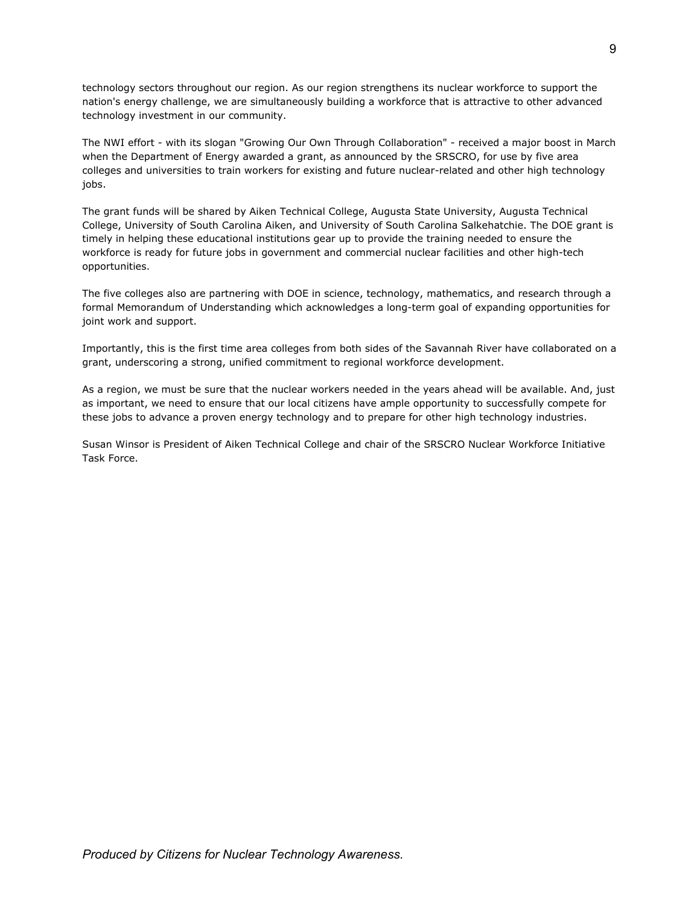technology sectors throughout our region. As our region strengthens its nuclear workforce to support the nation's energy challenge, we are simultaneously building a workforce that is attractive to other advanced technology investment in our community.

The NWI effort - with its slogan "Growing Our Own Through Collaboration" - received a major boost in March when the Department of Energy awarded a grant, as announced by the SRSCRO, for use by five area colleges and universities to train workers for existing and future nuclear-related and other high technology jobs.

The grant funds will be shared by Aiken Technical College, Augusta State University, Augusta Technical College, University of South Carolina Aiken, and University of South Carolina Salkehatchie. The DOE grant is timely in helping these educational institutions gear up to provide the training needed to ensure the workforce is ready for future jobs in government and commercial nuclear facilities and other high-tech opportunities.

The five colleges also are partnering with DOE in science, technology, mathematics, and research through a formal Memorandum of Understanding which acknowledges a long-term goal of expanding opportunities for joint work and support.

Importantly, this is the first time area colleges from both sides of the Savannah River have collaborated on a grant, underscoring a strong, unified commitment to regional workforce development.

As a region, we must be sure that the nuclear workers needed in the years ahead will be available. And, just as important, we need to ensure that our local citizens have ample opportunity to successfully compete for these jobs to advance a proven energy technology and to prepare for other high technology industries.

Susan Winsor is President of Aiken Technical College and chair of the SRSCRO Nuclear Workforce Initiative Task Force.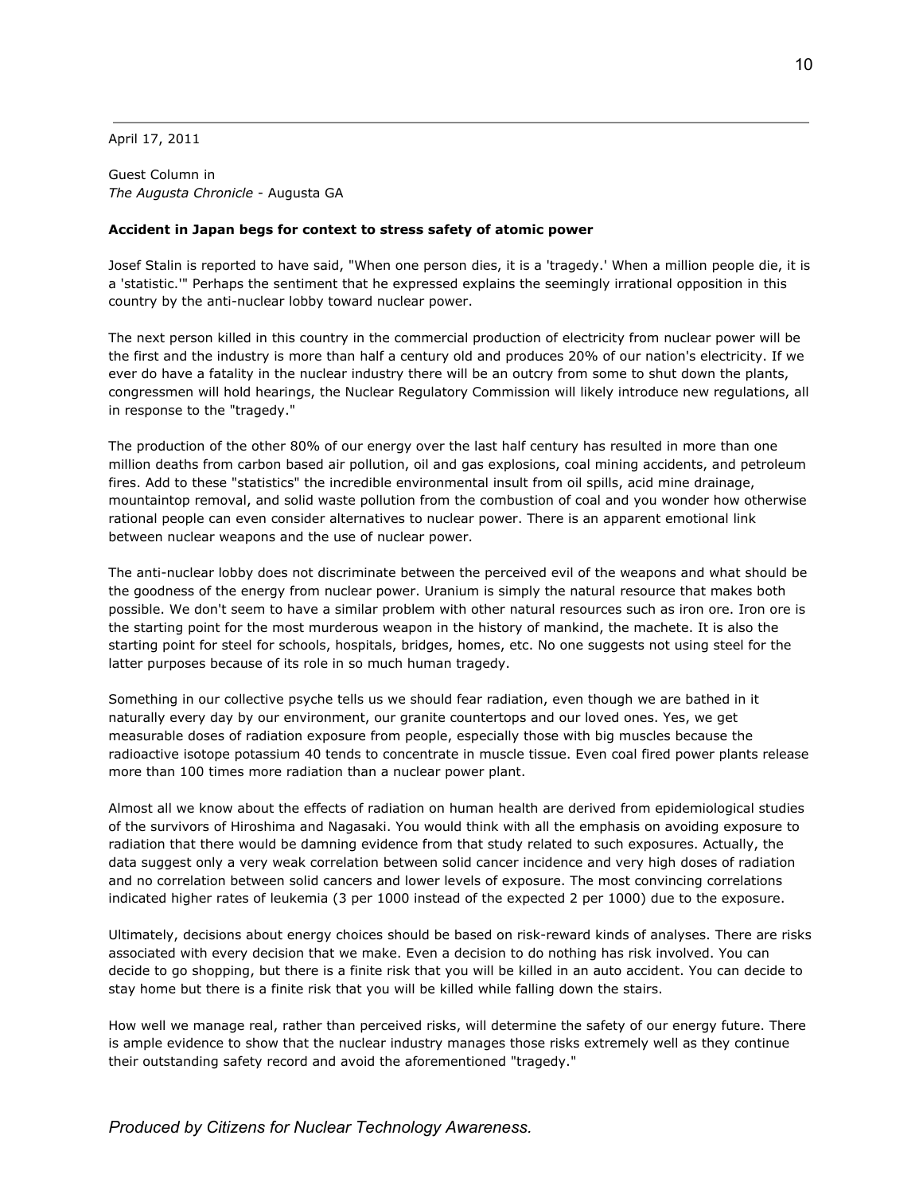April 17, 2011

Guest Column in
*The Augusta Chronicle* - Augusta GA

**Accident in Japan begs for context to stress safety of atomic power**

Josef Stalin is reported to have said, "When one person dies, it is a 'tragedy.' When a million people die, it is a 'statistic.'" Perhaps the sentiment that he expressed explains the seemingly irrational opposition in this country by the anti-nuclear lobby toward nuclear power.

The next person killed in this country in the commercial production of electricity from nuclear power will be the first and the industry is more than half a century old and produces 20% of our nation's electricity. If we ever do have a fatality in the nuclear industry there will be an outcry from some to shut down the plants, congressmen will hold hearings, the Nuclear Regulatory Commission will likely introduce new regulations, all in response to the "tragedy."

The production of the other 80% of our energy over the last half century has resulted in more than one million deaths from carbon based air pollution, oil and gas explosions, coal mining accidents, and petroleum fires. Add to these "statistics" the incredible environmental insult from oil spills, acid mine drainage, mountaintop removal, and solid waste pollution from the combustion of coal and you wonder how otherwise rational people can even consider alternatives to nuclear power. There is an apparent emotional link between nuclear weapons and the use of nuclear power.

The anti-nuclear lobby does not discriminate between the perceived evil of the weapons and what should be the goodness of the energy from nuclear power. Uranium is simply the natural resource that makes both possible. We don't seem to have a similar problem with other natural resources such as iron ore. Iron ore is the starting point for the most murderous weapon in the history of mankind, the machete. It is also the starting point for steel for schools, hospitals, bridges, homes, etc. No one suggests not using steel for the latter purposes because of its role in so much human tragedy.

Something in our collective psyche tells us we should fear radiation, even though we are bathed in it naturally every day by our environment, our granite countertops and our loved ones. Yes, we get measurable doses of radiation exposure from people, especially those with big muscles because the radioactive isotope potassium 40 tends to concentrate in muscle tissue. Even coal fired power plants release more than 100 times more radiation than a nuclear power plant.

Almost all we know about the effects of radiation on human health are derived from epidemiological studies of the survivors of Hiroshima and Nagasaki. You would think with all the emphasis on avoiding exposure to radiation that there would be damning evidence from that study related to such exposures. Actually, the data suggest only a very weak correlation between solid cancer incidence and very high doses of radiation and no correlation between solid cancers and lower levels of exposure. The most convincing correlations indicated higher rates of leukemia (3 per 1000 instead of the expected 2 per 1000) due to the exposure.

Ultimately, decisions about energy choices should be based on risk-reward kinds of analyses. There are risks associated with every decision that we make. Even a decision to do nothing has risk involved. You can decide to go shopping, but there is a finite risk that you will be killed in an auto accident. You can decide to stay home but there is a finite risk that you will be killed while falling down the stairs.

How well we manage real, rather than perceived risks, will determine the safety of our energy future. There is ample evidence to show that the nuclear industry manages those risks extremely well as they continue their outstanding safety record and avoid the aforementioned "tragedy."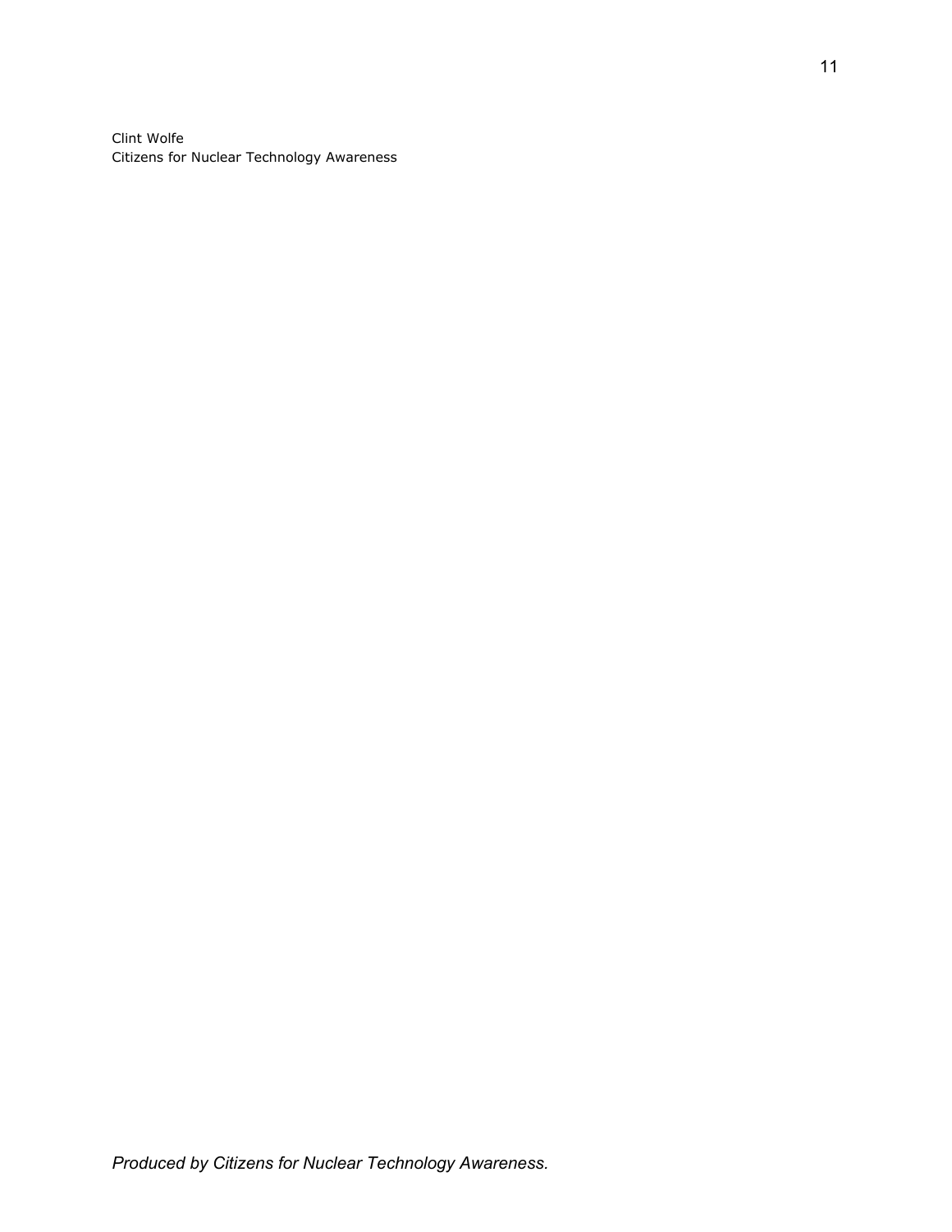Clint Wolfe
Citizens for Nuclear Technology Awareness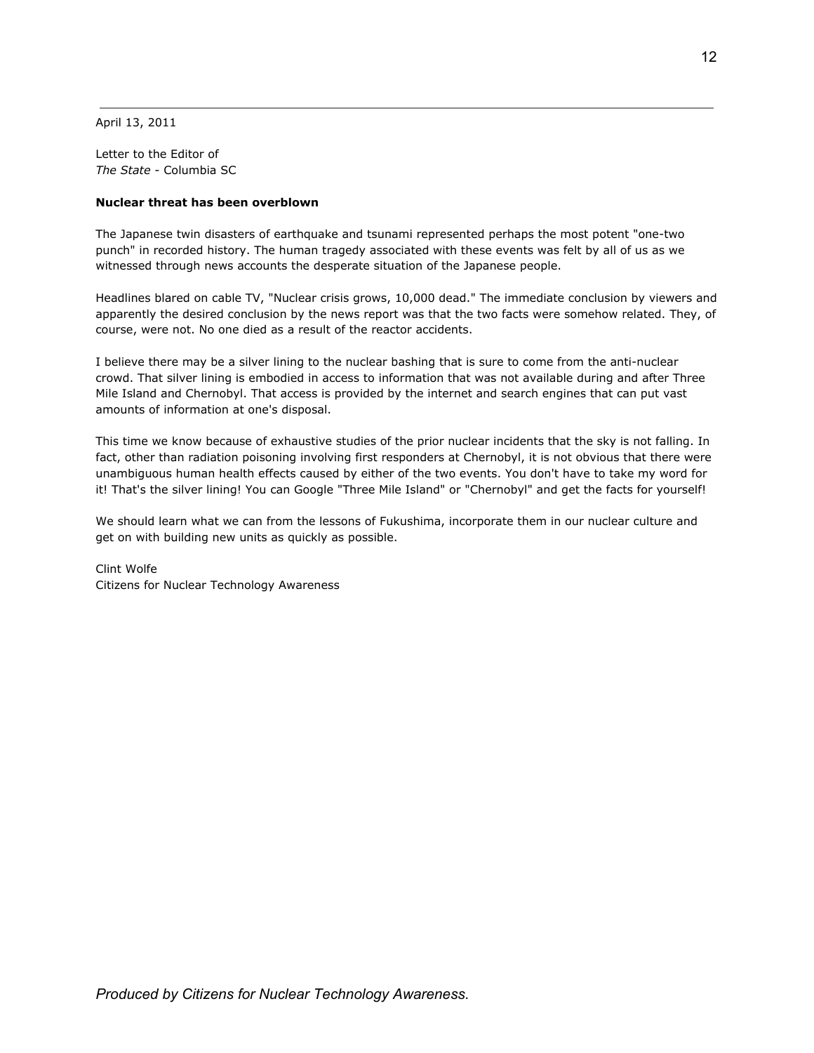April 13, 2011

Letter to the Editor of
*The State* - Columbia SC

**Nuclear threat has been overblown**

The Japanese twin disasters of earthquake and tsunami represented perhaps the most potent "one-two punch" in recorded history. The human tragedy associated with these events was felt by all of us as we witnessed through news accounts the desperate situation of the Japanese people.

Headlines blared on cable TV, "Nuclear crisis grows, 10,000 dead." The immediate conclusion by viewers and apparently the desired conclusion by the news report was that the two facts were somehow related. They, of course, were not. No one died as a result of the reactor accidents.

I believe there may be a silver lining to the nuclear bashing that is sure to come from the anti-nuclear crowd. That silver lining is embodied in access to information that was not available during and after Three Mile Island and Chernobyl. That access is provided by the internet and search engines that can put vast amounts of information at one's disposal.

This time we know because of exhaustive studies of the prior nuclear incidents that the sky is not falling. In fact, other than radiation poisoning involving first responders at Chernobyl, it is not obvious that there were unambiguous human health effects caused by either of the two events. You don't have to take my word for it! That's the silver lining! You can Google "Three Mile Island" or "Chernobyl" and get the facts for yourself!

We should learn what we can from the lessons of Fukushima, incorporate them in our nuclear culture and get on with building new units as quickly as possible.

Clint Wolfe
Citizens for Nuclear Technology Awareness

*Produced by Citizens for Nuclear Technology Awareness.*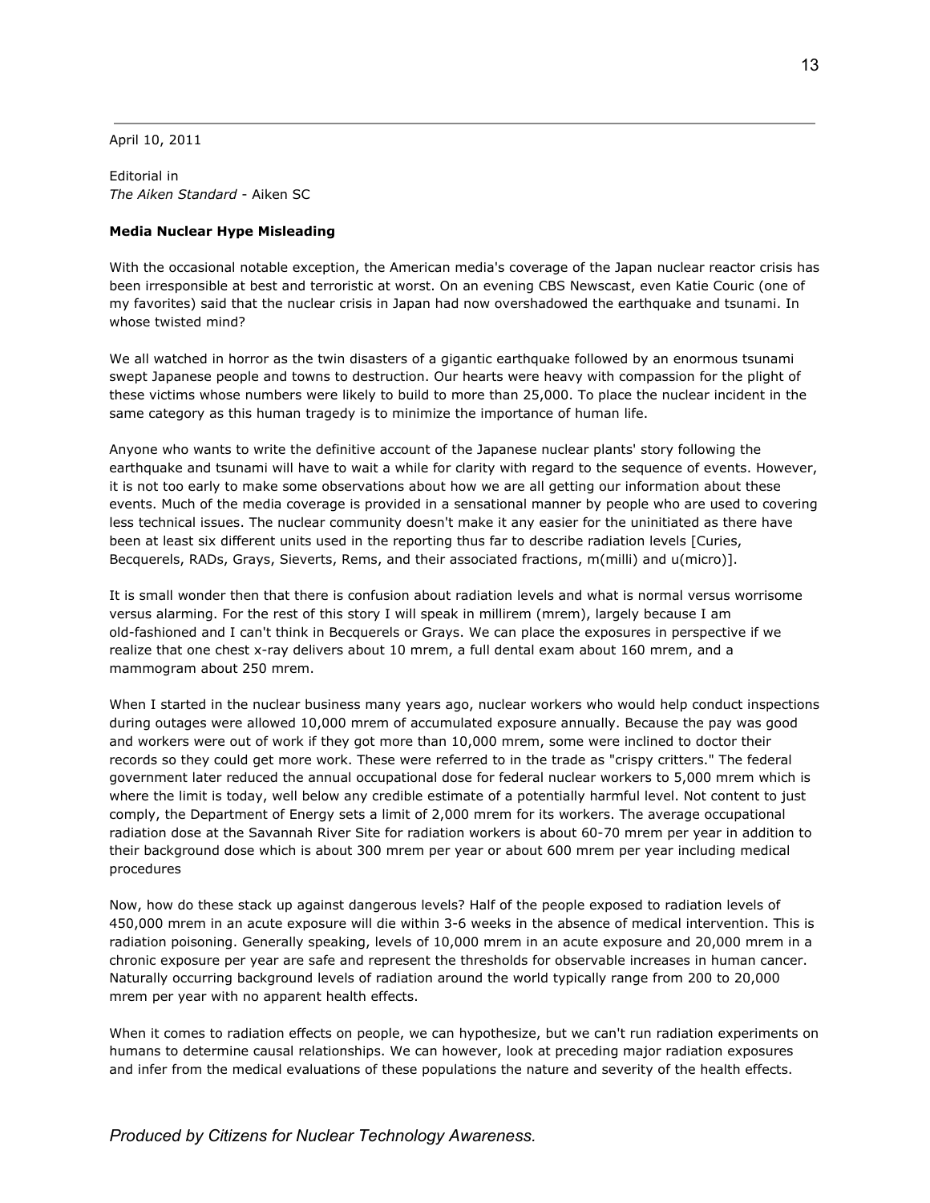April 10, 2011

Editorial in
*The Aiken Standard* - Aiken SC

**Media Nuclear Hype Misleading**

With the occasional notable exception, the American media's coverage of the Japan nuclear reactor crisis has been irresponsible at best and terroristic at worst. On an evening CBS Newscast, even Katie Couric (one of my favorites) said that the nuclear crisis in Japan had now overshadowed the earthquake and tsunami. In whose twisted mind?

We all watched in horror as the twin disasters of a gigantic earthquake followed by an enormous tsunami swept Japanese people and towns to destruction. Our hearts were heavy with compassion for the plight of these victims whose numbers were likely to build to more than 25,000. To place the nuclear incident in the same category as this human tragedy is to minimize the importance of human life.

Anyone who wants to write the definitive account of the Japanese nuclear plants' story following the earthquake and tsunami will have to wait a while for clarity with regard to the sequence of events. However, it is not too early to make some observations about how we are all getting our information about these events. Much of the media coverage is provided in a sensational manner by people who are used to covering less technical issues. The nuclear community doesn't make it any easier for the uninitiated as there have been at least six different units used in the reporting thus far to describe radiation levels [Curies, Becquerels, RADs, Grays, Sieverts, Rems, and their associated fractions, m(milli) and u(micro)].

It is small wonder then that there is confusion about radiation levels and what is normal versus worrisome versus alarming. For the rest of this story I will speak in millirem (mrem), largely because I am old-fashioned and I can't think in Becquerels or Grays. We can place the exposures in perspective if we realize that one chest x-ray delivers about 10 mrem, a full dental exam about 160 mrem, and a mammogram about 250 mrem.

When I started in the nuclear business many years ago, nuclear workers who would help conduct inspections during outages were allowed 10,000 mrem of accumulated exposure annually. Because the pay was good and workers were out of work if they got more than 10,000 mrem, some were inclined to doctor their records so they could get more work. These were referred to in the trade as "crispy critters." The federal government later reduced the annual occupational dose for federal nuclear workers to 5,000 mrem which is where the limit is today, well below any credible estimate of a potentially harmful level. Not content to just comply, the Department of Energy sets a limit of 2,000 mrem for its workers. The average occupational radiation dose at the Savannah River Site for radiation workers is about 60-70 mrem per year in addition to their background dose which is about 300 mrem per year or about 600 mrem per year including medical procedures

Now, how do these stack up against dangerous levels? Half of the people exposed to radiation levels of 450,000 mrem in an acute exposure will die within 3-6 weeks in the absence of medical intervention. This is radiation poisoning. Generally speaking, levels of 10,000 mrem in an acute exposure and 20,000 mrem in a chronic exposure per year are safe and represent the thresholds for observable increases in human cancer. Naturally occurring background levels of radiation around the world typically range from 200 to 20,000 mrem per year with no apparent health effects.

When it comes to radiation effects on people, we can hypothesize, but we can't run radiation experiments on humans to determine causal relationships. We can however, look at preceding major radiation exposures and infer from the medical evaluations of these populations the nature and severity of the health effects.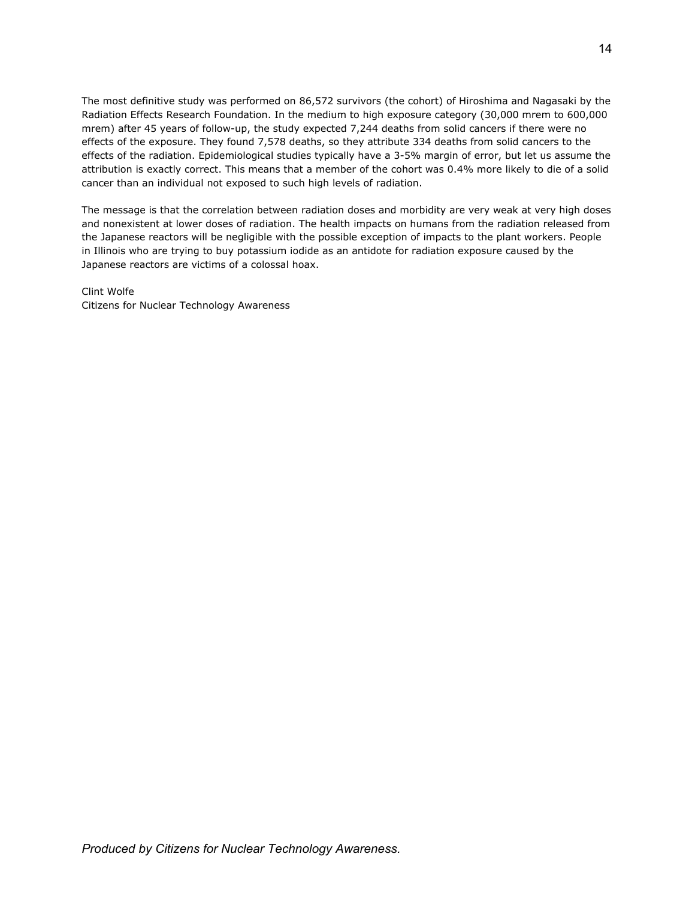The most definitive study was performed on 86,572 survivors (the cohort) of Hiroshima and Nagasaki by the Radiation Effects Research Foundation. In the medium to high exposure category (30,000 mrem to 600,000 mrem) after 45 years of follow-up, the study expected 7,244 deaths from solid cancers if there were no effects of the exposure. They found 7,578 deaths, so they attribute 334 deaths from solid cancers to the effects of the radiation. Epidemiological studies typically have a 3-5% margin of error, but let us assume the attribution is exactly correct. This means that a member of the cohort was 0.4% more likely to die of a solid cancer than an individual not exposed to such high levels of radiation.

The message is that the correlation between radiation doses and morbidity are very weak at very high doses and nonexistent at lower doses of radiation. The health impacts on humans from the radiation released from the Japanese reactors will be negligible with the possible exception of impacts to the plant workers. People in Illinois who are trying to buy potassium iodide as an antidote for radiation exposure caused by the Japanese reactors are victims of a colossal hoax.

Clint Wolfe
Citizens for Nuclear Technology Awareness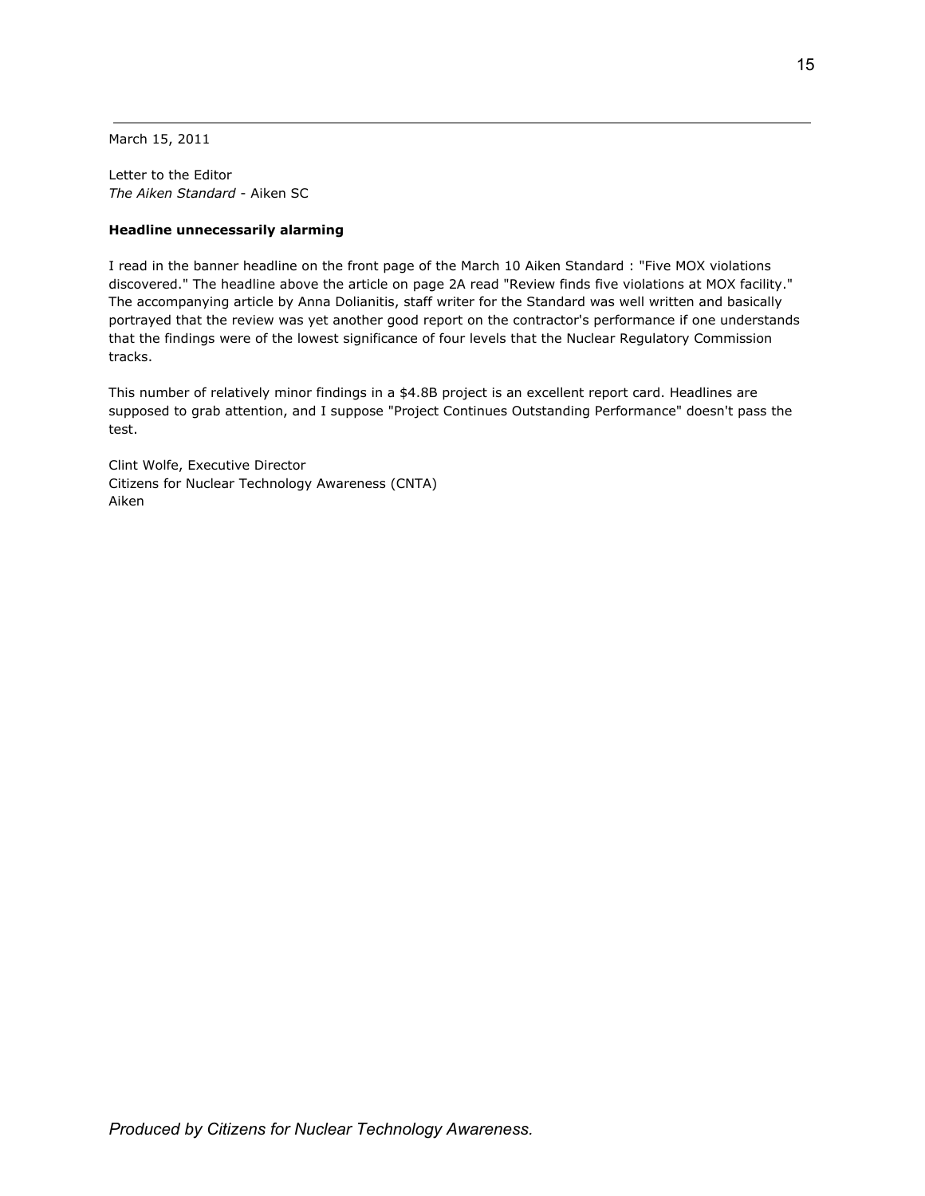March 15, 2011

Letter to the Editor
*The Aiken Standard* - Aiken SC

**Headline unnecessarily alarming**

I read in the banner headline on the front page of the March 10 Aiken Standard : "Five MOX violations discovered." The headline above the article on page 2A read "Review finds five violations at MOX facility." The accompanying article by Anna Dolianitis, staff writer for the Standard was well written and basically portrayed that the review was yet another good report on the contractor's performance if one understands that the findings were of the lowest significance of four levels that the Nuclear Regulatory Commission tracks.

This number of relatively minor findings in a $4.8B project is an excellent report card. Headlines are supposed to grab attention, and I suppose "Project Continues Outstanding Performance" doesn't pass the test.

Clint Wolfe, Executive Director
Citizens for Nuclear Technology Awareness (CNTA)
Aiken

*Produced by Citizens for Nuclear Technology Awareness.*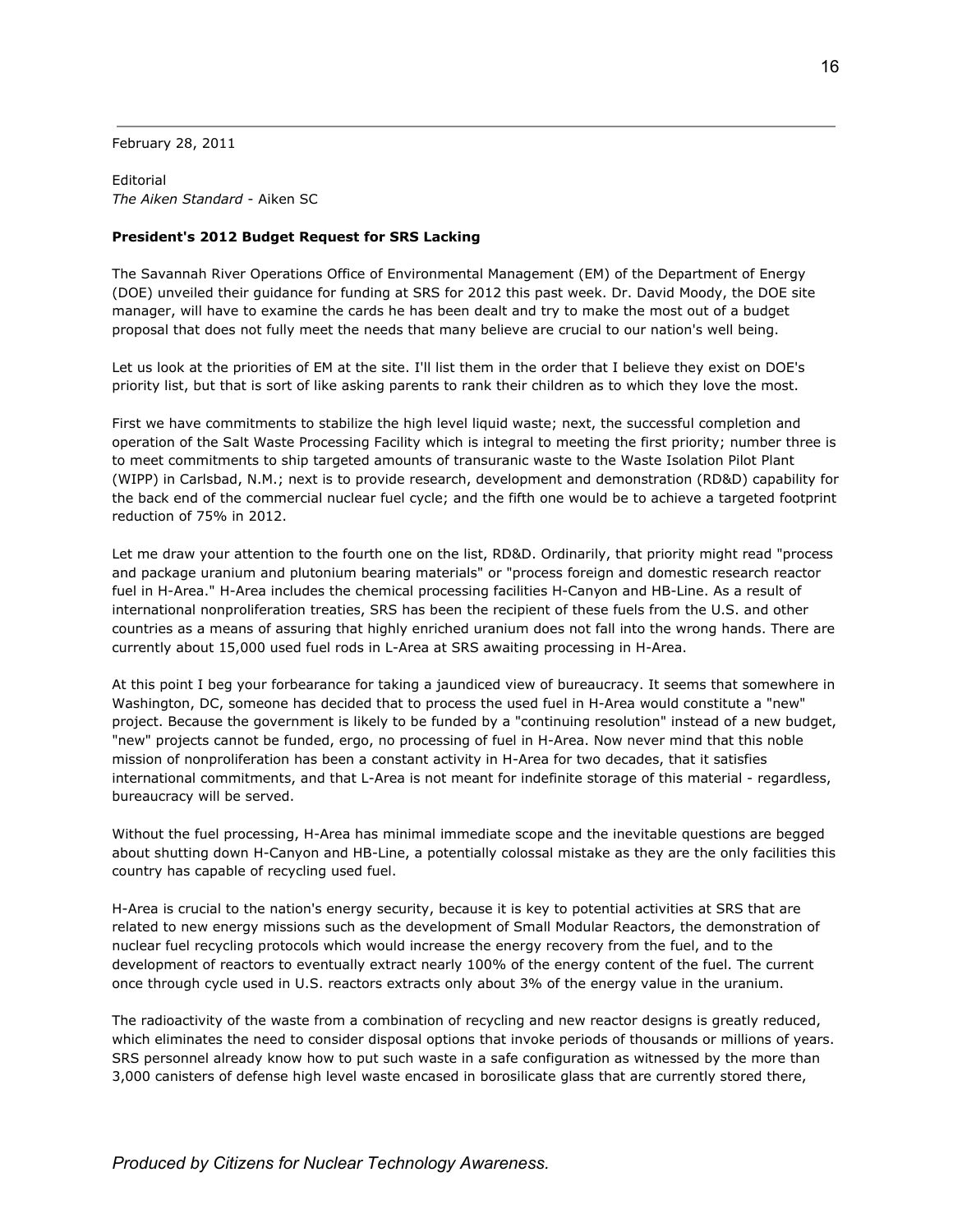February 28, 2011

Editorial
*The Aiken Standard* - Aiken SC

**President's 2012 Budget Request for SRS Lacking**

The Savannah River Operations Office of Environmental Management (EM) of the Department of Energy (DOE) unveiled their guidance for funding at SRS for 2012 this past week. Dr. David Moody, the DOE site manager, will have to examine the cards he has been dealt and try to make the most out of a budget proposal that does not fully meet the needs that many believe are crucial to our nation's well being.

Let us look at the priorities of EM at the site. I'll list them in the order that I believe they exist on DOE's priority list, but that is sort of like asking parents to rank their children as to which they love the most.

First we have commitments to stabilize the high level liquid waste; next, the successful completion and operation of the Salt Waste Processing Facility which is integral to meeting the first priority; number three is to meet commitments to ship targeted amounts of transuranic waste to the Waste Isolation Pilot Plant (WIPP) in Carlsbad, N.M.; next is to provide research, development and demonstration (RD&D) capability for the back end of the commercial nuclear fuel cycle; and the fifth one would be to achieve a targeted footprint reduction of 75% in 2012.

Let me draw your attention to the fourth one on the list, RD&D. Ordinarily, that priority might read "process and package uranium and plutonium bearing materials" or "process foreign and domestic research reactor fuel in H-Area." H-Area includes the chemical processing facilities H-Canyon and HB-Line. As a result of international nonproliferation treaties, SRS has been the recipient of these fuels from the U.S. and other countries as a means of assuring that highly enriched uranium does not fall into the wrong hands. There are currently about 15,000 used fuel rods in L-Area at SRS awaiting processing in H-Area.

At this point I beg your forbearance for taking a jaundiced view of bureaucracy. It seems that somewhere in Washington, DC, someone has decided that to process the used fuel in H-Area would constitute a "new" project. Because the government is likely to be funded by a "continuing resolution" instead of a new budget, "new" projects cannot be funded, ergo, no processing of fuel in H-Area. Now never mind that this noble mission of nonproliferation has been a constant activity in H-Area for two decades, that it satisfies international commitments, and that L-Area is not meant for indefinite storage of this material - regardless, bureaucracy will be served.

Without the fuel processing, H-Area has minimal immediate scope and the inevitable questions are begged about shutting down H-Canyon and HB-Line, a potentially colossal mistake as they are the only facilities this country has capable of recycling used fuel.

H-Area is crucial to the nation's energy security, because it is key to potential activities at SRS that are related to new energy missions such as the development of Small Modular Reactors, the demonstration of nuclear fuel recycling protocols which would increase the energy recovery from the fuel, and to the development of reactors to eventually extract nearly 100% of the energy content of the fuel. The current once through cycle used in U.S. reactors extracts only about 3% of the energy value in the uranium.

The radioactivity of the waste from a combination of recycling and new reactor designs is greatly reduced, which eliminates the need to consider disposal options that invoke periods of thousands or millions of years. SRS personnel already know how to put such waste in a safe configuration as witnessed by the more than 3,000 canisters of defense high level waste encased in borosilicate glass that are currently stored there,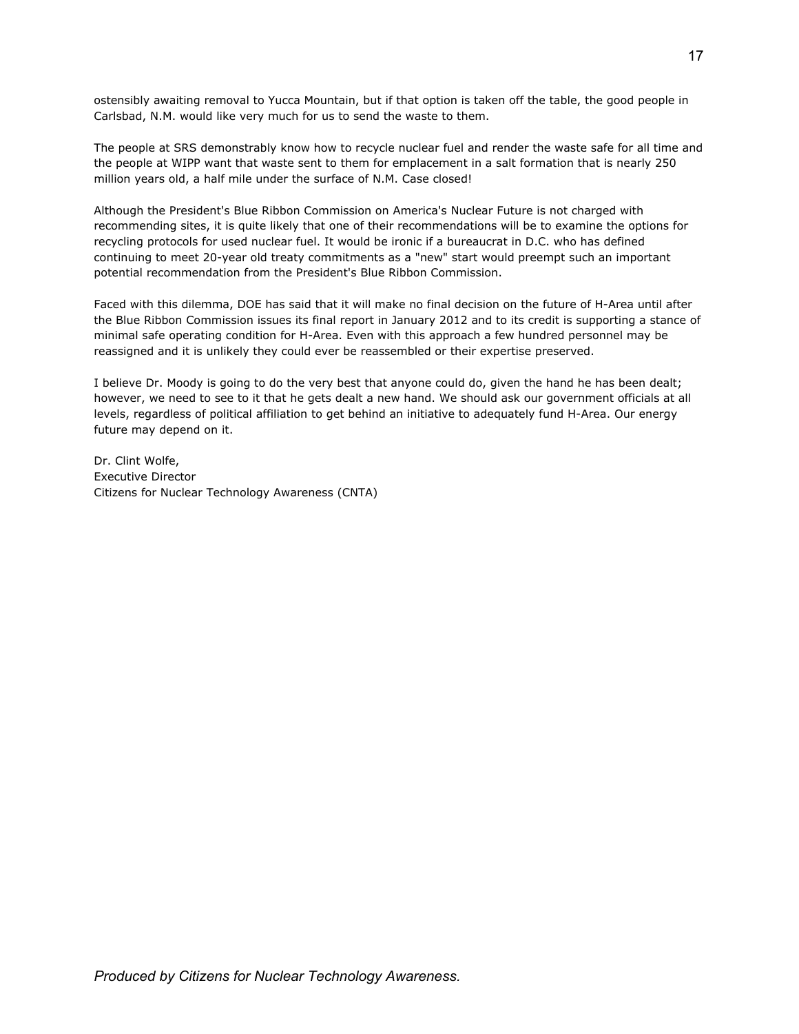ostensibly awaiting removal to Yucca Mountain, but if that option is taken off the table, the good people in Carlsbad, N.M. would like very much for us to send the waste to them.

The people at SRS demonstrably know how to recycle nuclear fuel and render the waste safe for all time and the people at WIPP want that waste sent to them for emplacement in a salt formation that is nearly 250 million years old, a half mile under the surface of N.M. Case closed!

Although the President's Blue Ribbon Commission on America's Nuclear Future is not charged with recommending sites, it is quite likely that one of their recommendations will be to examine the options for recycling protocols for used nuclear fuel. It would be ironic if a bureaucrat in D.C. who has defined continuing to meet 20-year old treaty commitments as a "new" start would preempt such an important potential recommendation from the President's Blue Ribbon Commission.

Faced with this dilemma, DOE has said that it will make no final decision on the future of H-Area until after the Blue Ribbon Commission issues its final report in January 2012 and to its credit is supporting a stance of minimal safe operating condition for H-Area. Even with this approach a few hundred personnel may be reassigned and it is unlikely they could ever be reassembled or their expertise preserved.

I believe Dr. Moody is going to do the very best that anyone could do, given the hand he has been dealt; however, we need to see to it that he gets dealt a new hand. We should ask our government officials at all levels, regardless of political affiliation to get behind an initiative to adequately fund H-Area. Our energy future may depend on it.

Dr. Clint Wolfe,
Executive Director
Citizens for Nuclear Technology Awareness (CNTA)

*Produced by Citizens for Nuclear Technology Awareness.*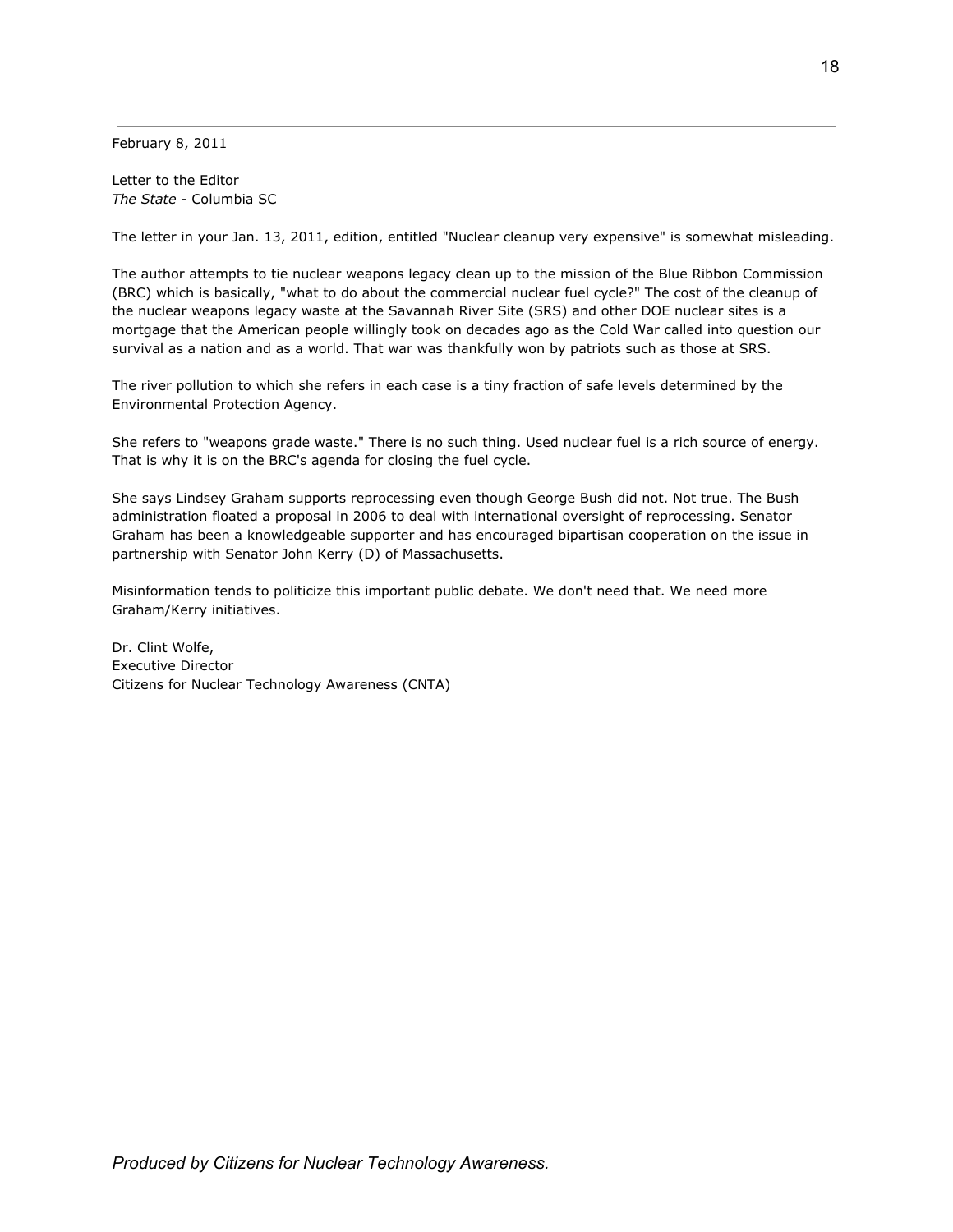February 8, 2011

Letter to the Editor
*The State* - Columbia SC

The letter in your Jan. 13, 2011, edition, entitled "Nuclear cleanup very expensive" is somewhat misleading.

The author attempts to tie nuclear weapons legacy clean up to the mission of the Blue Ribbon Commission (BRC) which is basically, "what to do about the commercial nuclear fuel cycle?" The cost of the cleanup of the nuclear weapons legacy waste at the Savannah River Site (SRS) and other DOE nuclear sites is a mortgage that the American people willingly took on decades ago as the Cold War called into question our survival as a nation and as a world. That war was thankfully won by patriots such as those at SRS.

The river pollution to which she refers in each case is a tiny fraction of safe levels determined by the Environmental Protection Agency.

She refers to "weapons grade waste." There is no such thing. Used nuclear fuel is a rich source of energy. That is why it is on the BRC's agenda for closing the fuel cycle.

She says Lindsey Graham supports reprocessing even though George Bush did not. Not true. The Bush administration floated a proposal in 2006 to deal with international oversight of reprocessing. Senator Graham has been a knowledgeable supporter and has encouraged bipartisan cooperation on the issue in partnership with Senator John Kerry (D) of Massachusetts.

Misinformation tends to politicize this important public debate. We don't need that. We need more Graham/Kerry initiatives.

Dr. Clint Wolfe,
Executive Director
Citizens for Nuclear Technology Awareness (CNTA)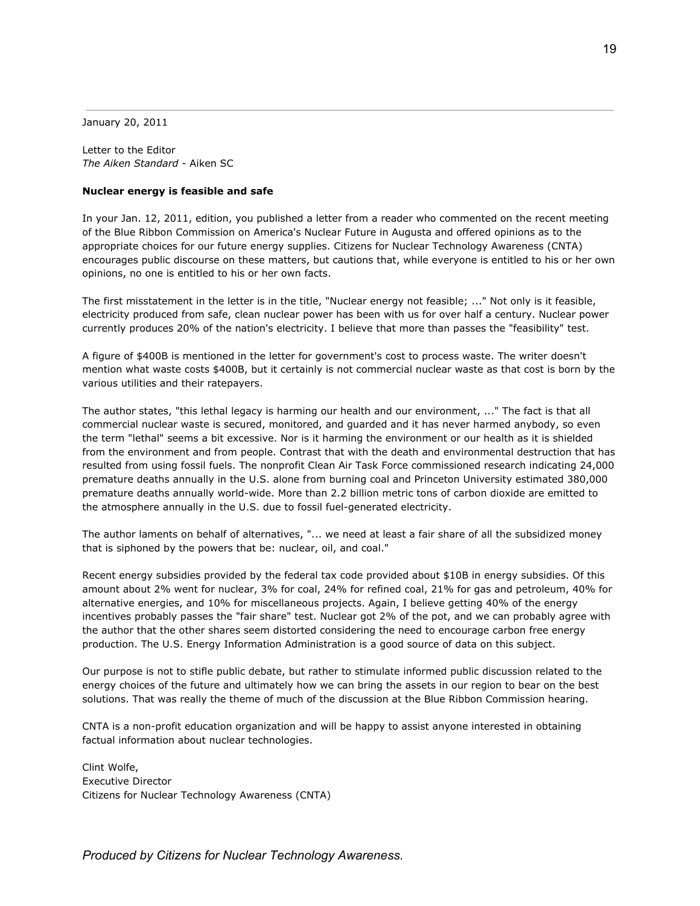January 20, 2011

Letter to the Editor
*The Aiken Standard* - Aiken SC

**Nuclear energy is feasible and safe**

In your Jan. 12, 2011, edition, you published a letter from a reader who commented on the recent meeting of the Blue Ribbon Commission on America's Nuclear Future in Augusta and offered opinions as to the appropriate choices for our future energy supplies. Citizens for Nuclear Technology Awareness (CNTA) encourages public discourse on these matters, but cautions that, while everyone is entitled to his or her own opinions, no one is entitled to his or her own facts.

The first misstatement in the letter is in the title, "Nuclear energy not feasible; ..." Not only is it feasible, electricity produced from safe, clean nuclear power has been with us for over half a century. Nuclear power currently produces 20% of the nation's electricity. I believe that more than passes the "feasibility" test.

A figure of $400B is mentioned in the letter for government's cost to process waste. The writer doesn't mention what waste costs $400B, but it certainly is not commercial nuclear waste as that cost is born by the various utilities and their ratepayers.

The author states, "this lethal legacy is harming our health and our environment, ..." The fact is that all commercial nuclear waste is secured, monitored, and guarded and it has never harmed anybody, so even the term "lethal" seems a bit excessive. Nor is it harming the environment or our health as it is shielded from the environment and from people. Contrast that with the death and environmental destruction that has resulted from using fossil fuels. The nonprofit Clean Air Task Force commissioned research indicating 24,000 premature deaths annually in the U.S. alone from burning coal and Princeton University estimated 380,000 premature deaths annually world-wide. More than 2.2 billion metric tons of carbon dioxide are emitted to the atmosphere annually in the U.S. due to fossil fuel-generated electricity.

The author laments on behalf of alternatives, "... we need at least a fair share of all the subsidized money that is siphoned by the powers that be: nuclear, oil, and coal."

Recent energy subsidies provided by the federal tax code provided about $10B in energy subsidies. Of this amount about 2% went for nuclear, 3% for coal, 24% for refined coal, 21% for gas and petroleum, 40% for alternative energies, and 10% for miscellaneous projects. Again, I believe getting 40% of the energy incentives probably passes the "fair share" test. Nuclear got 2% of the pot, and we can probably agree with the author that the other shares seem distorted considering the need to encourage carbon free energy production. The U.S. Energy Information Administration is a good source of data on this subject.

Our purpose is not to stifle public debate, but rather to stimulate informed public discussion related to the energy choices of the future and ultimately how we can bring the assets in our region to bear on the best solutions. That was really the theme of much of the discussion at the Blue Ribbon Commission hearing.

CNTA is a non-profit education organization and will be happy to assist anyone interested in obtaining factual information about nuclear technologies.

Clint Wolfe,
Executive Director
Citizens for Nuclear Technology Awareness (CNTA)

*Produced by Citizens for Nuclear Technology Awareness.*